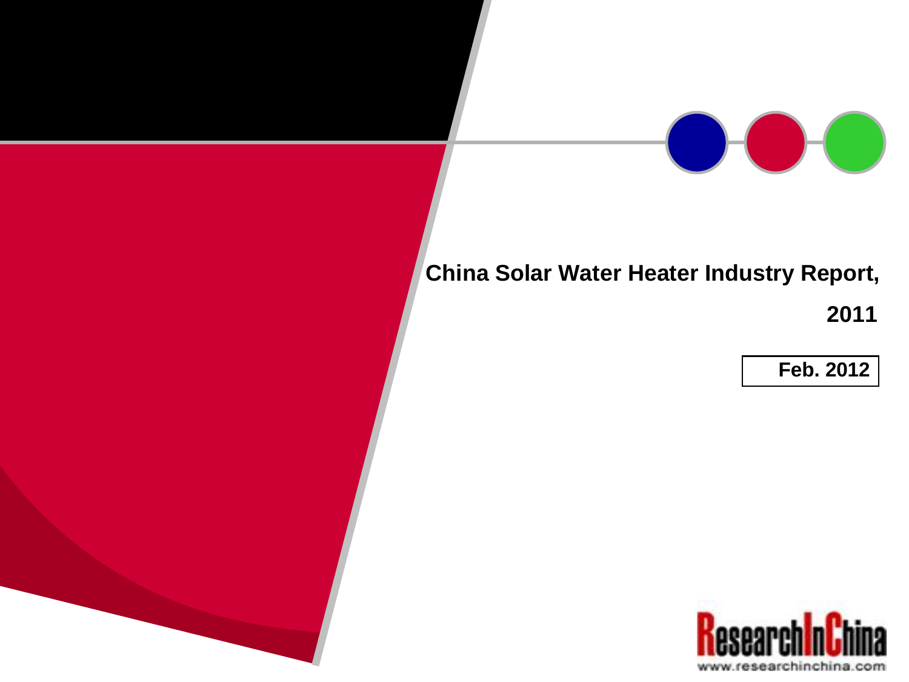# China Solar Water Heater Industry Report, 2011

**Feb. 2012**

ResearchInChina

www.researchinchina.com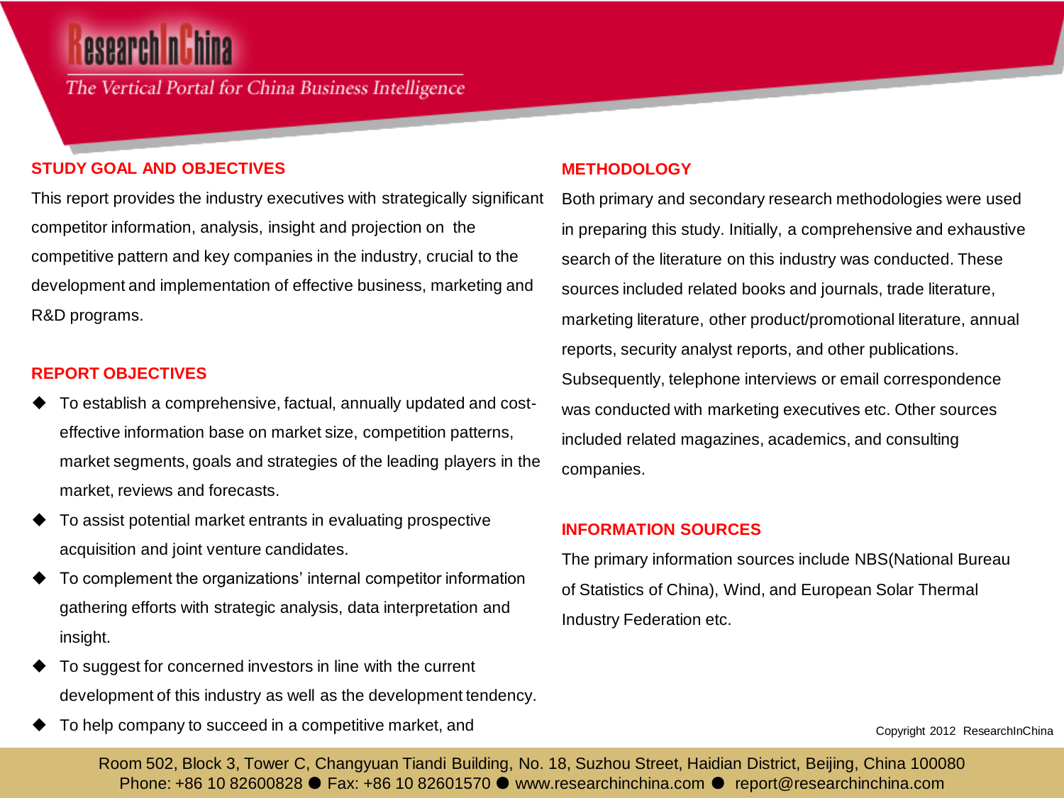## STUDY GOAL AND OBJECTIVES

This report provides the industry executives with strategically significant competitor information, analysis, insight and projection on the competitive pattern and key companies in the industry, crucial to the development and implementation of effective business, marketing and R&D programs.

## REPORT OBJECTIVES

- To establish a comprehensive, factual, annually updated and cost-effective information base on market size, competition patterns, market segments, goals and strategies of the leading players in the market, reviews and forecasts.
- To assist potential market entrants in evaluating prospective acquisition and joint venture candidates.
- To complement the organizations' internal competitor information gathering efforts with strategic analysis, data interpretation and insight.
- To suggest for concerned investors in line with the current development of this industry as well as the development tendency.
- To help company to succeed in a competitive market, and

## METHODOLOGY

Both primary and secondary research methodologies were used in preparing this study. Initially, a comprehensive and exhaustive search of the literature on this industry was conducted. These sources included related books and journals, trade literature, marketing literature, other product/promotional literature, annual reports, security analyst reports, and other publications. Subsequently, telephone interviews or email correspondence was conducted with marketing executives etc. Other sources included related magazines, academics, and consulting companies.

## INFORMATION SOURCES

The primary information sources include NBS(National Bureau of Statistics of China), Wind, and European Solar Thermal Industry Federation etc.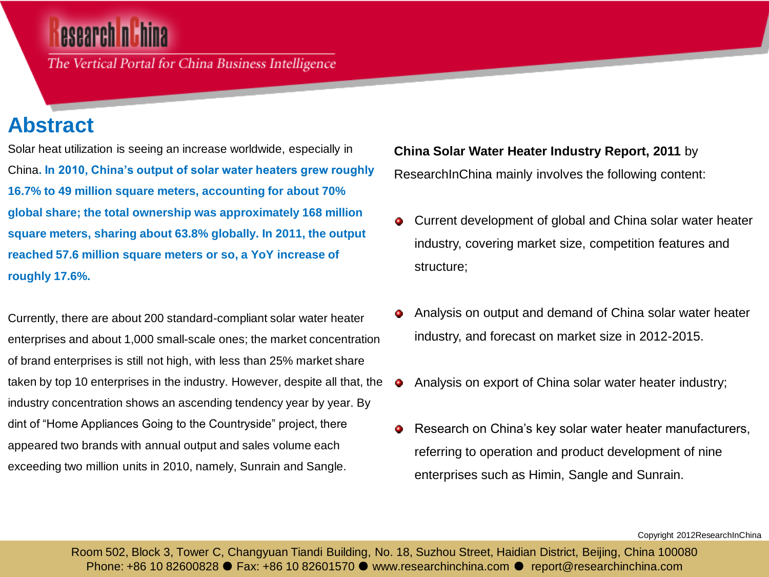# Abstract

Solar heat utilization is seeing an increase worldwide, especially in China. **In 2010, China's output of solar water heaters grew roughly 16.7% to 49 million square meters, accounting for about 70% global share; the total ownership was approximately 168 million square meters, sharing about 63.8% globally. In 2011, the output reached 57.6 million square meters or so, a YoY increase of roughly 17.6%.**

Currently, there are about 200 standard-compliant solar water heater enterprises and about 1,000 small-scale ones; the market concentration of brand enterprises is still not high, with less than 25% market share taken by top 10 enterprises in the industry. However, despite all that, the industry concentration shows an ascending tendency year by year. By dint of "Home Appliances Going to the Countryside" project, there appeared two brands with annual output and sales volume each exceeding two million units in 2010, namely, Sunrain and Sangle.

**China Solar Water Heater Industry Report, 2011** by ResearchInChina mainly involves the following content:

- Current development of global and China solar water heater industry, covering market size, competition features and structure;
- Analysis on output and demand of China solar water heater industry, and forecast on market size in 2012-2015.
- Analysis on export of China solar water heater industry;
- Research on China's key solar water heater manufacturers, referring to operation and product development of nine enterprises such as Himin, Sangle and Sunrain.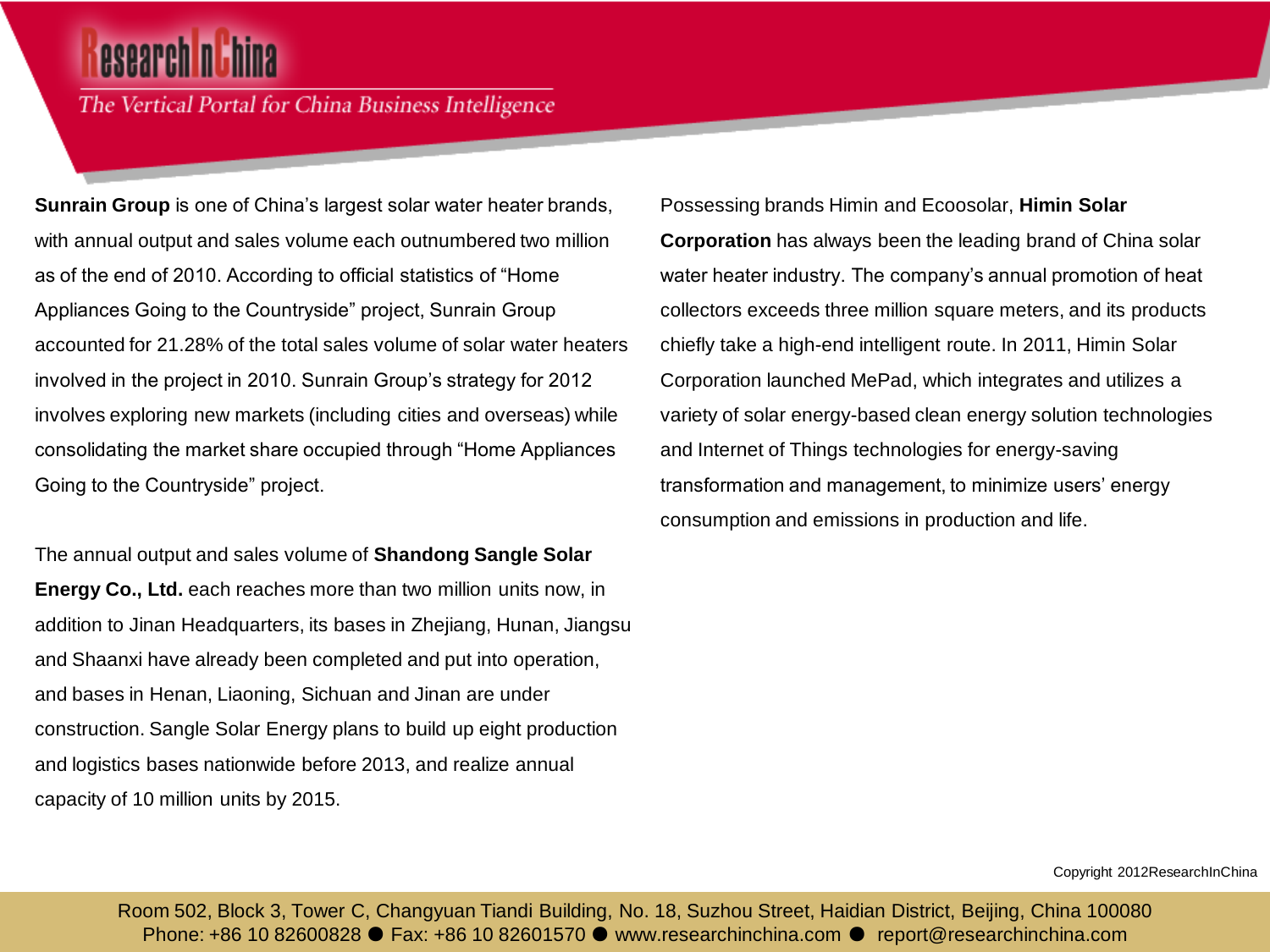**Sunrain Group** is one of China's largest solar water heater brands, with annual output and sales volume each outnumbered two million as of the end of 2010. According to official statistics of "Home Appliances Going to the Countryside" project, Sunrain Group accounted for 21.28% of the total sales volume of solar water heaters involved in the project in 2010. Sunrain Group's strategy for 2012 involves exploring new markets (including cities and overseas) while consolidating the market share occupied through "Home Appliances Going to the Countryside" project.

The annual output and sales volume of **Shandong Sangle Solar Energy Co., Ltd.** each reaches more than two million units now, in addition to Jinan Headquarters, its bases in Zhejiang, Hunan, Jiangsu and Shaanxi have already been completed and put into operation, and bases in Henan, Liaoning, Sichuan and Jinan are under construction. Sangle Solar Energy plans to build up eight production and logistics bases nationwide before 2013, and realize annual capacity of 10 million units by 2015.

Possessing brands Himin and Ecoosolar, **Himin Solar Corporation** has always been the leading brand of China solar water heater industry. The company's annual promotion of heat collectors exceeds three million square meters, and its products chiefly take a high-end intelligent route. In 2011, Himin Solar Corporation launched MePad, which integrates and utilizes a variety of solar energy-based clean energy solution technologies and Internet of Things technologies for energy-saving transformation and management, to minimize users' energy consumption and emissions in production and life.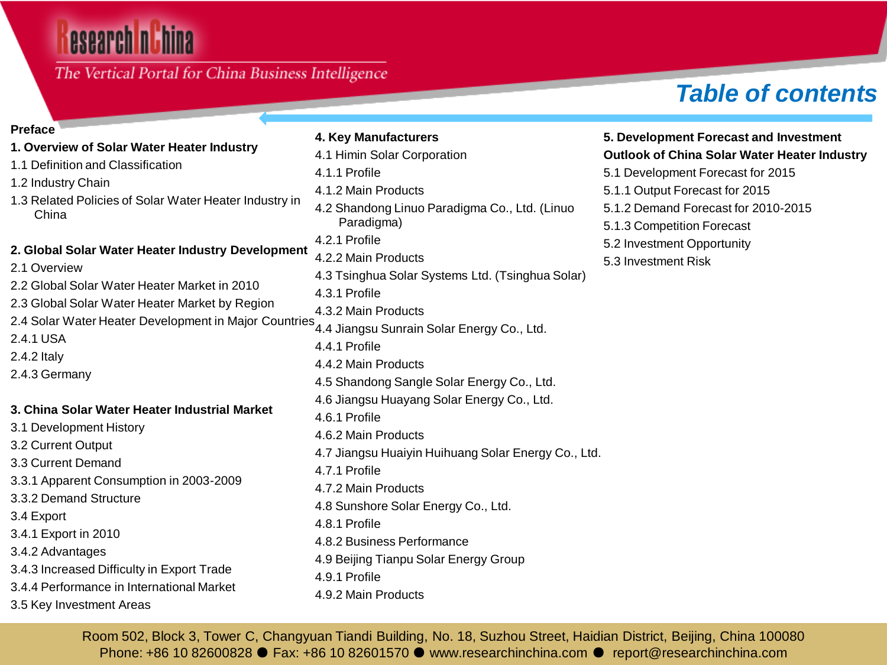# Table of contents

**Preface**

**1. Overview of Solar Water Heater Industry**

1.1 Definition and Classification

1.2 Industry Chain

1.3 Related Policies of Solar Water Heater Industry in China

**2. Global Solar Water Heater Industry Development**

2.1 Overview

2.2 Global Solar Water Heater Market in 2010

2.3 Global Solar Water Heater Market by Region

2.4 Solar Water Heater Development in Major Countries

2.4.1 USA

2.4.2 Italy

2.4.3 Germany

**3. China Solar Water Heater Industrial Market**

3.1 Development History

3.2 Current Output

3.3 Current Demand

3.3.1 Apparent Consumption in 2003-2009

3.3.2 Demand Structure

3.4 Export

3.4.1 Export in 2010

3.4.2 Advantages

3.4.3 Increased Difficulty in Export Trade

3.4.4 Performance in International Market

3.5 Key Investment Areas

**4. Key Manufacturers**

4.1 Himin Solar Corporation

4.1.1 Profile

4.1.2 Main Products

4.2 Shandong Linuo Paradigma Co., Ltd. (Linuo Paradigma)

4.2.1 Profile

4.2.2 Main Products

4.3 Tsinghua Solar Systems Ltd. (Tsinghua Solar)

4.3.1 Profile

4.3.2 Main Products

4.4 Jiangsu Sunrain Solar Energy Co., Ltd.

4.4.1 Profile

4.4.2 Main Products

4.5 Shandong Sangle Solar Energy Co., Ltd.

4.6 Jiangsu Huayang Solar Energy Co., Ltd.

4.6.1 Profile

4.6.2 Main Products

4.7 Jiangsu Huaiyin Huihuang Solar Energy Co., Ltd.

4.7.1 Profile

4.7.2 Main Products

4.8 Sunshore Solar Energy Co., Ltd.

4.8.1 Profile

4.8.2 Business Performance

4.9 Beijing Tianpu Solar Energy Group

4.9.1 Profile

4.9.2 Main Products

**5. Development Forecast and Investment Outlook of China Solar Water Heater Industry**

5.1 Development Forecast for 2015

5.1.1 Output Forecast for 2015

5.1.2 Demand Forecast for 2010-2015

5.1.3 Competition Forecast

5.2 Investment Opportunity

5.3 Investment Risk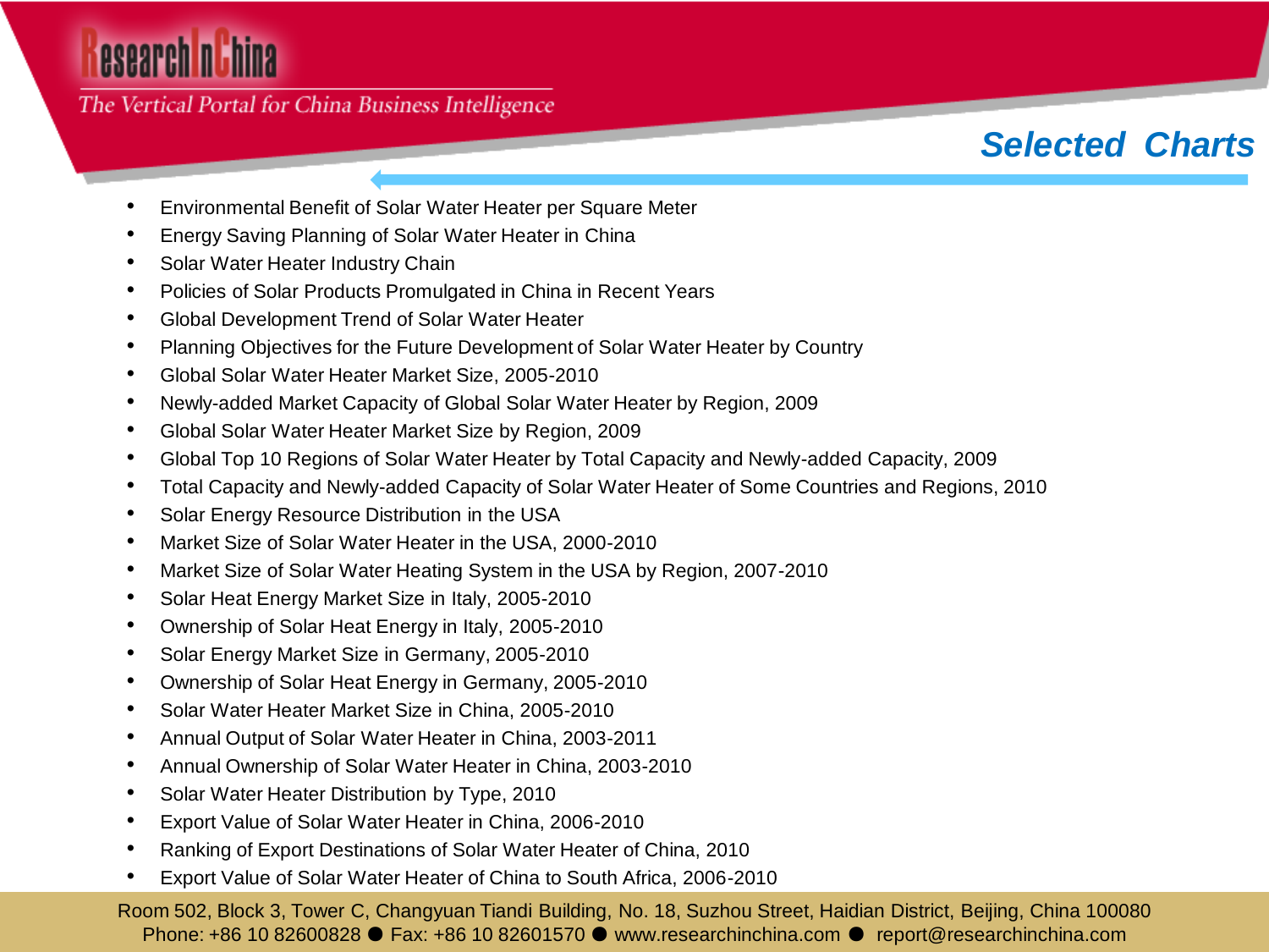## Selected Charts

- Environmental Benefit of Solar Water Heater per Square Meter
- Energy Saving Planning of Solar Water Heater in China
- Solar Water Heater Industry Chain
- Policies of Solar Products Promulgated in China in Recent Years
- Global Development Trend of Solar Water Heater
- Planning Objectives for the Future Development of Solar Water Heater by Country
- Global Solar Water Heater Market Size, 2005-2010
- Newly-added Market Capacity of Global Solar Water Heater by Region, 2009
- Global Solar Water Heater Market Size by Region, 2009
- Global Top 10 Regions of Solar Water Heater by Total Capacity and Newly-added Capacity, 2009
- Total Capacity and Newly-added Capacity of Solar Water Heater of Some Countries and Regions, 2010
- Solar Energy Resource Distribution in the USA
- Market Size of Solar Water Heater in the USA, 2000-2010
- Market Size of Solar Water Heating System in the USA by Region, 2007-2010
- Solar Heat Energy Market Size in Italy, 2005-2010
- Ownership of Solar Heat Energy in Italy, 2005-2010
- Solar Energy Market Size in Germany, 2005-2010
- Ownership of Solar Heat Energy in Germany, 2005-2010
- Solar Water Heater Market Size in China, 2005-2010
- Annual Output of Solar Water Heater in China, 2003-2011
- Annual Ownership of Solar Water Heater in China, 2003-2010
- Solar Water Heater Distribution by Type, 2010
- Export Value of Solar Water Heater in China, 2006-2010
- Ranking of Export Destinations of Solar Water Heater of China, 2010
- Export Value of Solar Water Heater of China to South Africa, 2006-2010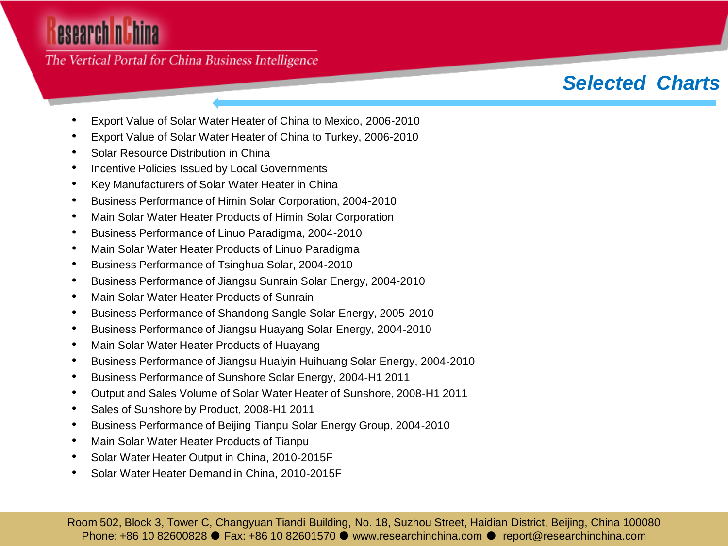## Selected Charts

- Export Value of Solar Water Heater of China to Mexico, 2006-2010
- Export Value of Solar Water Heater of China to Turkey, 2006-2010
- Solar Resource Distribution in China
- Incentive Policies Issued by Local Governments
- Key Manufacturers of Solar Water Heater in China
- Business Performance of Himin Solar Corporation, 2004-2010
- Main Solar Water Heater Products of Himin Solar Corporation
- Business Performance of Linuo Paradigma, 2004-2010
- Main Solar Water Heater Products of Linuo Paradigma
- Business Performance of Tsinghua Solar, 2004-2010
- Business Performance of Jiangsu Sunrain Solar Energy, 2004-2010
- Main Solar Water Heater Products of Sunrain
- Business Performance of Shandong Sangle Solar Energy, 2005-2010
- Business Performance of Jiangsu Huayang Solar Energy, 2004-2010
- Main Solar Water Heater Products of Huayang
- Business Performance of Jiangsu Huaiyin Huihuang Solar Energy, 2004-2010
- Business Performance of Sunshore Solar Energy, 2004-H1 2011
- Output and Sales Volume of Solar Water Heater of Sunshore, 2008-H1 2011
- Sales of Sunshore by Product, 2008-H1 2011
- Business Performance of Beijing Tianpu Solar Energy Group, 2004-2010
- Main Solar Water Heater Products of Tianpu
- Solar Water Heater Output in China, 2010-2015F
- Solar Water Heater Demand in China, 2010-2015F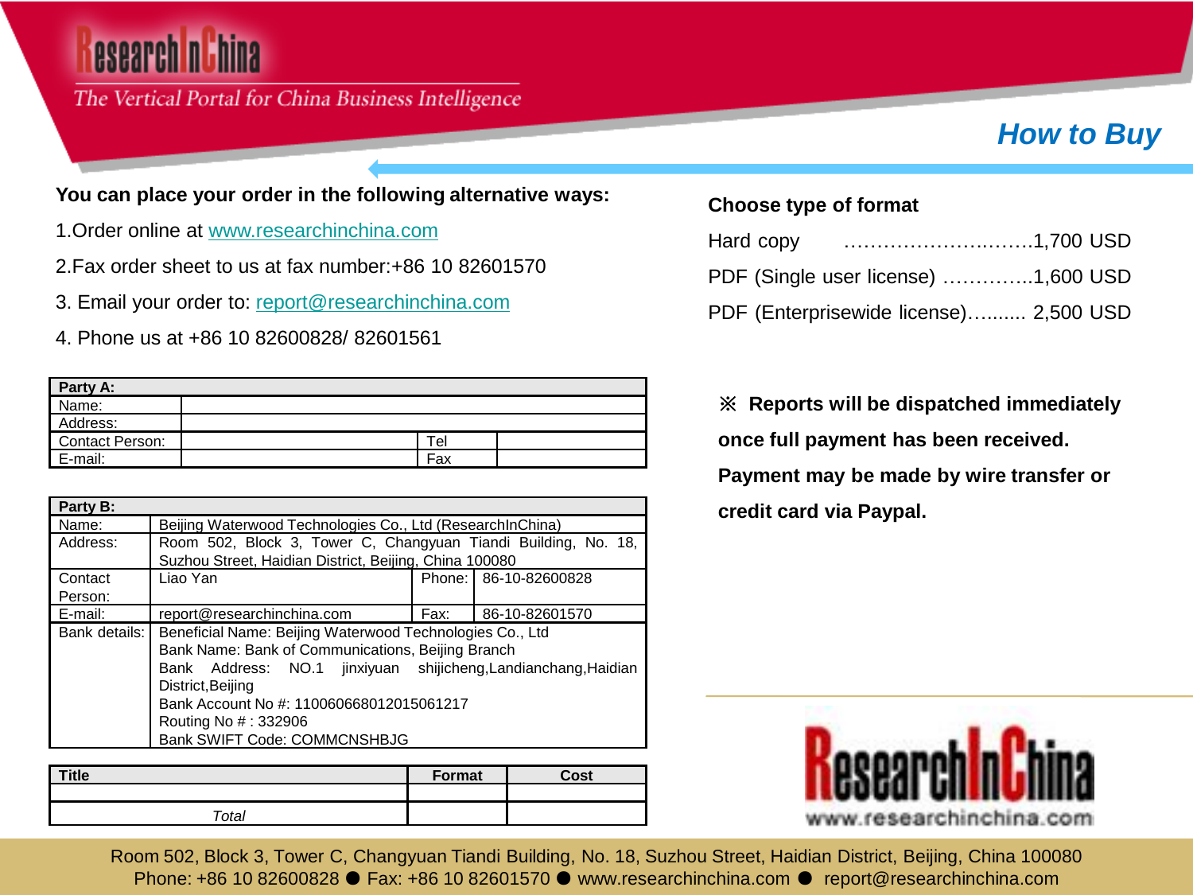# How to Buy

**You can place your order in the following alternative ways:**

1.Order online at www.researchinchina.com

2.Fax order sheet to us at fax number:+86 10 82601570

3. Email your order to: report@researchinchina.com

4. Phone us at +86 10 82600828/ 82601561

**Choose type of format**

Hard copy ……………………..…….1,700 USD

PDF (Single user license) …………..1,600 USD

PDF (Enterprisewide license)…....... 2,500 USD

**※ Reports will be dispatched immediately once full payment has been received. Payment may be made by wire transfer or credit card via Paypal.**

| **Party A:** | | | |
|---|---|---|---|
| Name: | | | |
| Address: | | | |
| Contact Person: | | Tel | |
| E-mail: | | Fax | |

| **Party B:** | | | |
|---|---|---|---|
| Name: | Beijing Waterwood Technologies Co., Ltd (ResearchInChina) | | |
| Address: | Room 502, Block 3, Tower C, Changyuan Tiandi Building, No. 18, Suzhou Street, Haidian District, Beijing, China 100080 | | |
| Contact Person: | Liao Yan | Phone: | 86-10-82600828 |
| E-mail: | report@researchinchina.com | Fax: | 86-10-82601570 |
| Bank details: | Beneficial Name: Beijing Waterwood Technologies Co., Ltd<br>Bank Name: Bank of Communications, Beijing Branch<br>Bank Address: NO.1 jinxiyuan shijicheng,Landianchang,Haidian District,Beijing<br>Bank Account No #: 110060668012015061217<br>Routing No # : 332906<br>Bank SWIFT Code: COMMCNSHBJG | | |

| Title | Format | Cost |
|---|---|---|
| | | |
| *Total* | | |

Room 502, Block 3, Tower C, Changyuan Tiandi Building, No. 18, Suzhou Street, Haidian District, Beijing, China 100080
Phone: +86 10 82600828 ● Fax: +86 10 82601570 ● www.researchinchina.com ● report@researchinchina.com